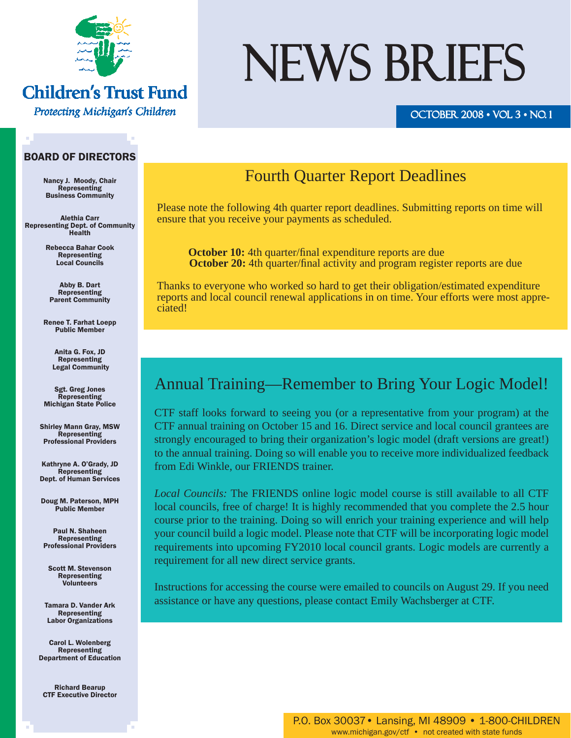Children's Trust Fund

*Protecting Michigan's Children*

# NEWS BRIEFS

OCTOBER 2008 • VOL 3 • NO. 1

## Fourth Quarter Report Deadlines

Please note the following 4th quarter report deadlines. Submitting reports on time will ensure that you receive your payments as scheduled.

**October 10:** 4th quarter/final expenditure reports are due
**October 20:** 4th quarter/final activity and program register reports are due

Thanks to everyone who worked so hard to get their obligation/estimated expenditure reports and local council renewal applications in on time. Your efforts were most appreciated!

## Annual Training—Remember to Bring Your Logic Model!

CTF staff looks forward to seeing you (or a representative from your program) at the CTF annual training on October 15 and 16. Direct service and local council grantees are strongly encouraged to bring their organization's logic model (draft versions are great!) to the annual training. Doing so will enable you to receive more individualized feedback from Edi Winkle, our FRIENDS trainer.

*Local Councils:* The FRIENDS online logic model course is still available to all CTF local councils, free of charge! It is highly recommended that you complete the 2.5 hour course prior to the training. Doing so will enrich your training experience and will help your council build a logic model. Please note that CTF will be incorporating logic model requirements into upcoming FY2010 local council grants. Logic models are currently a requirement for all new direct service grants.

Instructions for accessing the course were emailed to councils on August 29. If you need assistance or have any questions, please contact Emily Wachsberger at CTF.

### BOARD OF DIRECTORS

**Nancy J. Moody, Chair**
Representing Business Community

**Alethia Carr**
Representing Dept. of Community Health

**Rebecca Bahar Cook**
Representing Local Councils

**Abby B. Dart**
Representing Parent Community

**Renee T. Farhat Loepp**
Public Member

**Anita G. Fox, JD**
Representing Legal Community

**Sgt. Greg Jones**
Representing Michigan State Police

**Shirley Mann Gray, MSW**
Representing Professional Providers

**Kathryne A. O'Grady, JD**
Representing Dept. of Human Services

**Doug M. Paterson, MPH**
Public Member

**Paul N. Shaheen**
Representing Professional Providers

**Scott M. Stevenson**
Representing Volunteers

**Tamara D. Vander Ark**
Representing Labor Organizations

**Carol L. Wolenberg**
Representing Department of Education

**Richard Bearup**
CTF Executive Director

P.O. Box 30037 • Lansing, MI 48909 • 1-800-CHILDREN
www.michigan.gov/ctf • not created with state funds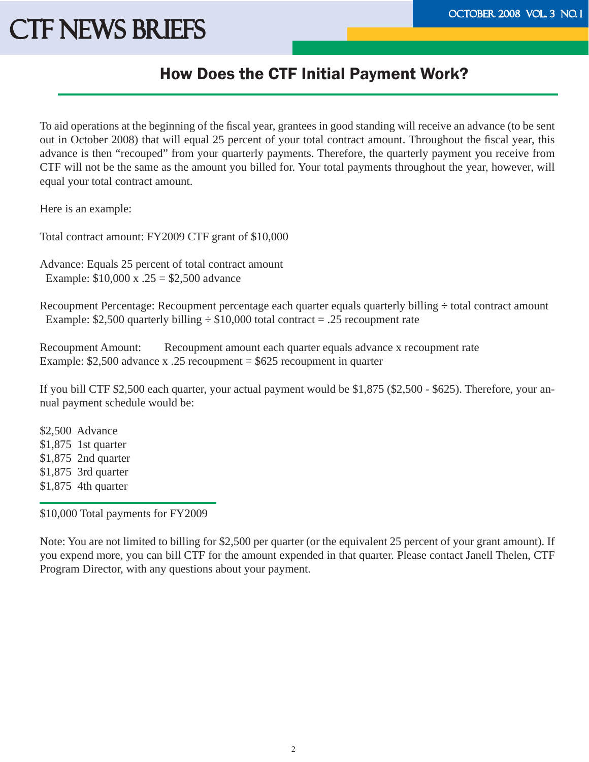## How Does the CTF Initial Payment Work?

To aid operations at the beginning of the fiscal year, grantees in good standing will receive an advance (to be sent out in October 2008) that will equal 25 percent of your total contract amount. Throughout the fiscal year, this advance is then "recouped" from your quarterly payments. Therefore, the quarterly payment you receive from CTF will not be the same as the amount you billed for. Your total payments throughout the year, however, will equal your total contract amount.

Here is an example:

Total contract amount: FY2009 CTF grant of $10,000

Advance: Equals 25 percent of total contract amount
  Example: $10,000 x .25 = $2,500 advance

Recoupment Percentage: Recoupment percentage each quarter equals quarterly billing ÷ total contract amount
  Example: $2,500 quarterly billing ÷ $10,000 total contract = .25 recoupment rate

Recoupment Amount: Recoupment amount each quarter equals advance x recoupment rate
Example: $2,500 advance x .25 recoupment = $625 recoupment in quarter

If you bill CTF $2,500 each quarter, your actual payment would be $1,875 ($2,500 - $625). Therefore, your annual payment schedule would be:

$2,500 Advance
$1,875 1st quarter
$1,875 2nd quarter
$1,875 3rd quarter
$1,875 4th quarter

---

$10,000 Total payments for FY2009

Note: You are not limited to billing for $2,500 per quarter (or the equivalent 25 percent of your grant amount). If you expend more, you can bill CTF for the amount expended in that quarter. Please contact Janell Thelen, CTF Program Director, with any questions about your payment.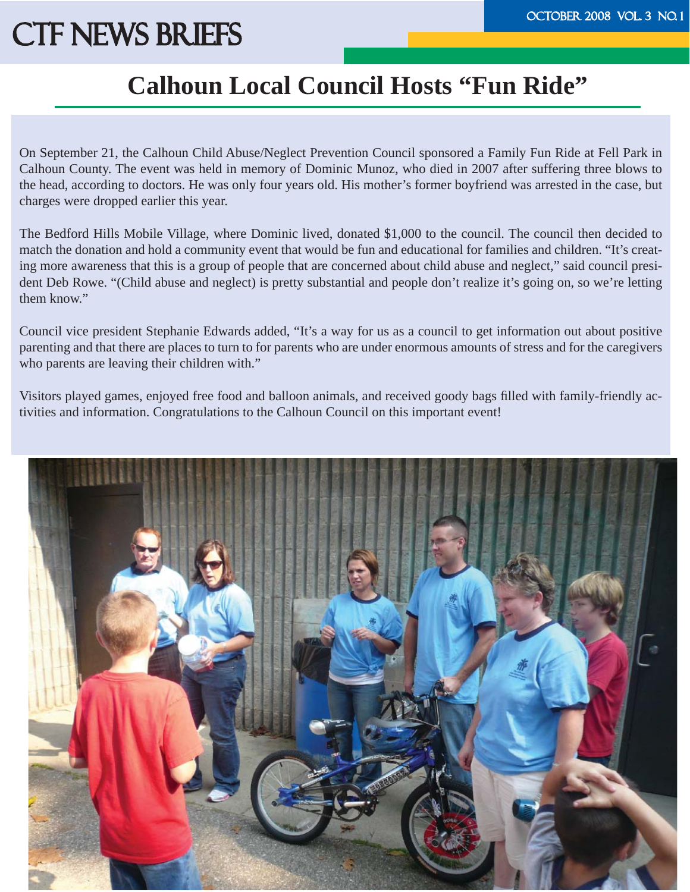# Calhoun Local Council Hosts "Fun Ride"

On September 21, the Calhoun Child Abuse/Neglect Prevention Council sponsored a Family Fun Ride at Fell Park in Calhoun County. The event was held in memory of Dominic Munoz, who died in 2007 after suffering three blows to the head, according to doctors. He was only four years old. His mother's former boyfriend was arrested in the case, but charges were dropped earlier this year.

The Bedford Hills Mobile Village, where Dominic lived, donated $1,000 to the council. The council then decided to match the donation and hold a community event that would be fun and educational for families and children. "It's creating more awareness that this is a group of people that are concerned about child abuse and neglect," said council president Deb Rowe. "(Child abuse and neglect) is pretty substantial and people don't realize it's going on, so we're letting them know."

Council vice president Stephanie Edwards added, "It's a way for us as a council to get information out about positive parenting and that there are places to turn to for parents who are under enormous amounts of stress and for the caregivers who parents are leaving their children with."

Visitors played games, enjoyed free food and balloon animals, and received goody bags filled with family-friendly activities and information. Congratulations to the Calhoun Council on this important event!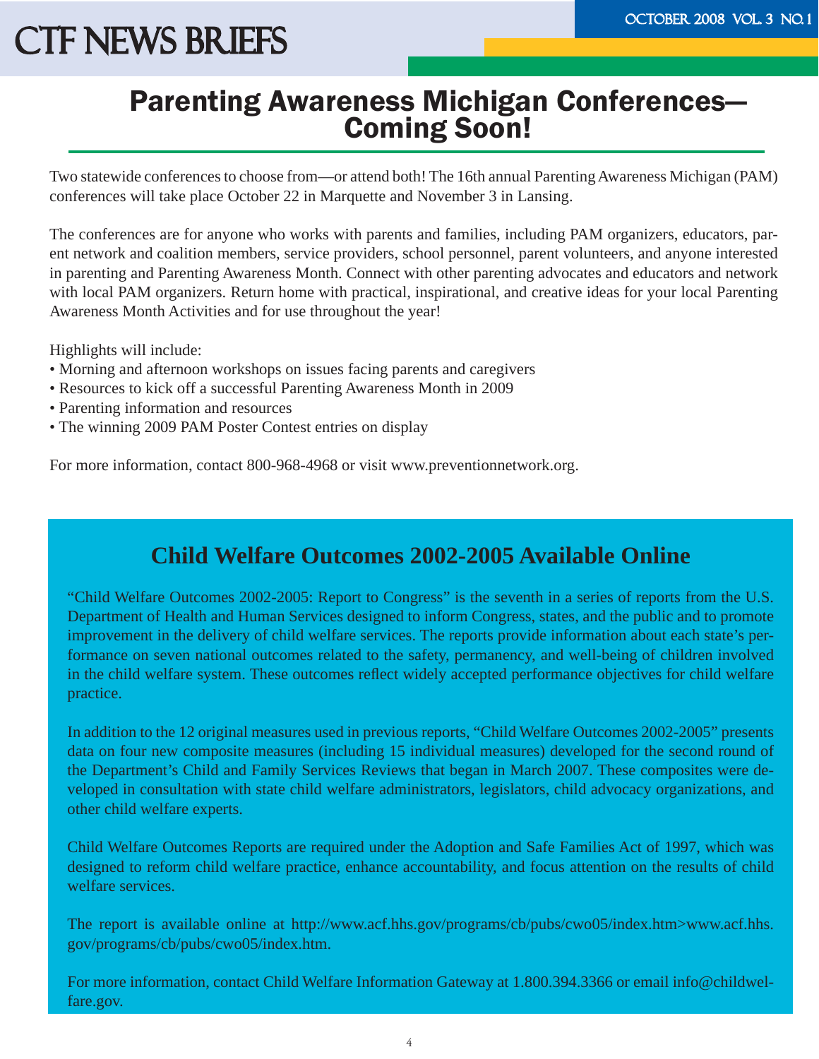# Parenting Awareness Michigan Conferences—Coming Soon!

Two statewide conferences to choose from—or attend both! The 16th annual Parenting Awareness Michigan (PAM) conferences will take place October 22 in Marquette and November 3 in Lansing.

The conferences are for anyone who works with parents and families, including PAM organizers, educators, parent network and coalition members, service providers, school personnel, parent volunteers, and anyone interested in parenting and Parenting Awareness Month. Connect with other parenting advocates and educators and network with local PAM organizers. Return home with practical, inspirational, and creative ideas for your local Parenting Awareness Month Activities and for use throughout the year!

Highlights will include:

- Morning and afternoon workshops on issues facing parents and caregivers
- Resources to kick off a successful Parenting Awareness Month in 2009
- Parenting information and resources
- The winning 2009 PAM Poster Contest entries on display

For more information, contact 800-968-4968 or visit www.preventionnetwork.org.

## Child Welfare Outcomes 2002-2005 Available Online

"Child Welfare Outcomes 2002-2005: Report to Congress" is the seventh in a series of reports from the U.S. Department of Health and Human Services designed to inform Congress, states, and the public and to promote improvement in the delivery of child welfare services. The reports provide information about each state's performance on seven national outcomes related to the safety, permanency, and well-being of children involved in the child welfare system. These outcomes reflect widely accepted performance objectives for child welfare practice.

In addition to the 12 original measures used in previous reports, "Child Welfare Outcomes 2002-2005" presents data on four new composite measures (including 15 individual measures) developed for the second round of the Department's Child and Family Services Reviews that began in March 2007. These composites were developed in consultation with state child welfare administrators, legislators, child advocacy organizations, and other child welfare experts.

Child Welfare Outcomes Reports are required under the Adoption and Safe Families Act of 1997, which was designed to reform child welfare practice, enhance accountability, and focus attention on the results of child welfare services.

The report is available online at http://www.acf.hhs.gov/programs/cb/pubs/cwo05/index.htm>www.acf.hhs.gov/programs/cb/pubs/cwo05/index.htm.

For more information, contact Child Welfare Information Gateway at 1.800.394.3366 or email info@childwelfare.gov.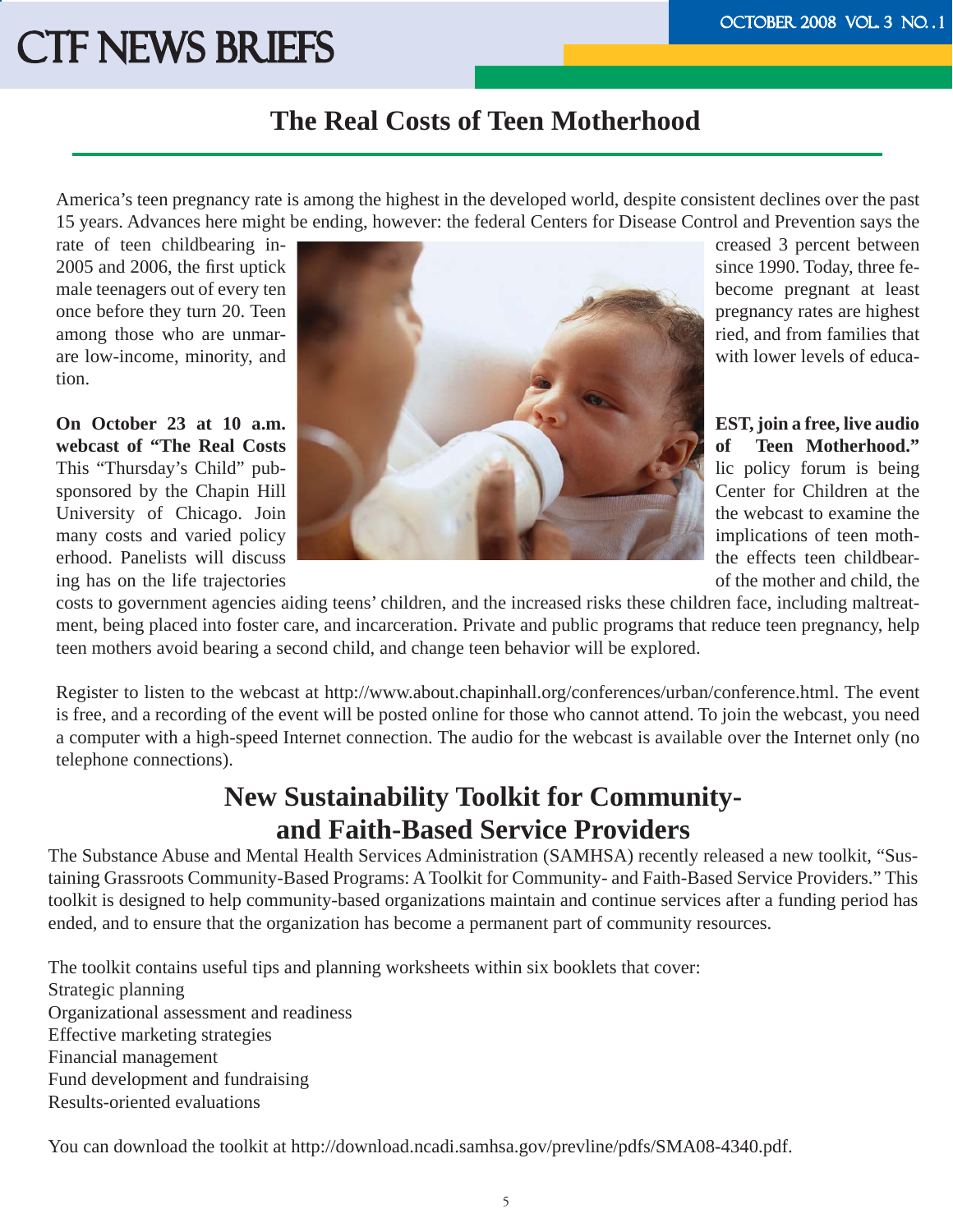## The Real Costs of Teen Motherhood

America's teen pregnancy rate is among the highest in the developed world, despite consistent declines over the past 15 years. Advances here might be ending, however: the federal Centers for Disease Control and Prevention says the rate of teen childbearing increased 3 percent between 2005 and 2006, the first uptick since 1990. Today, three female teenagers out of every ten become pregnant at least once before they turn 20. Teen pregnancy rates are highest among those who are unmarried, and from families that are low-income, minority, and with lower levels of education.

**On October 23 at 10 a.m. EST, join a free, live audio webcast of "The Real Costs of Teen Motherhood."** This "Thursday's Child" public policy forum is being sponsored by the Chapin Hill Center for Children at the University of Chicago. Join the webcast to examine the many costs and varied policy implications of teen motherhood. Panelists will discuss the effects teen childbearing has on the life trajectories of the mother and child, the costs to government agencies aiding teens' children, and the increased risks these children face, including maltreatment, being placed into foster care, and incarceration. Private and public programs that reduce teen pregnancy, help teen mothers avoid bearing a second child, and change teen behavior will be explored.

Register to listen to the webcast at http://www.about.chapinhall.org/conferences/urban/conference.html. The event is free, and a recording of the event will be posted online for those who cannot attend. To join the webcast, you need a computer with a high-speed Internet connection. The audio for the webcast is available over the Internet only (no telephone connections).

## New Sustainability Toolkit for Community- and Faith-Based Service Providers

The Substance Abuse and Mental Health Services Administration (SAMHSA) recently released a new toolkit, "Sustaining Grassroots Community-Based Programs: A Toolkit for Community- and Faith-Based Service Providers." This toolkit is designed to help community-based organizations maintain and continue services after a funding period has ended, and to ensure that the organization has become a permanent part of community resources.

The toolkit contains useful tips and planning worksheets within six booklets that cover:

- Strategic planning
- Organizational assessment and readiness
- Effective marketing strategies
- Financial management
- Fund development and fundraising
- Results-oriented evaluations

You can download the toolkit at http://download.ncadi.samhsa.gov/prevline/pdfs/SMA08-4340.pdf.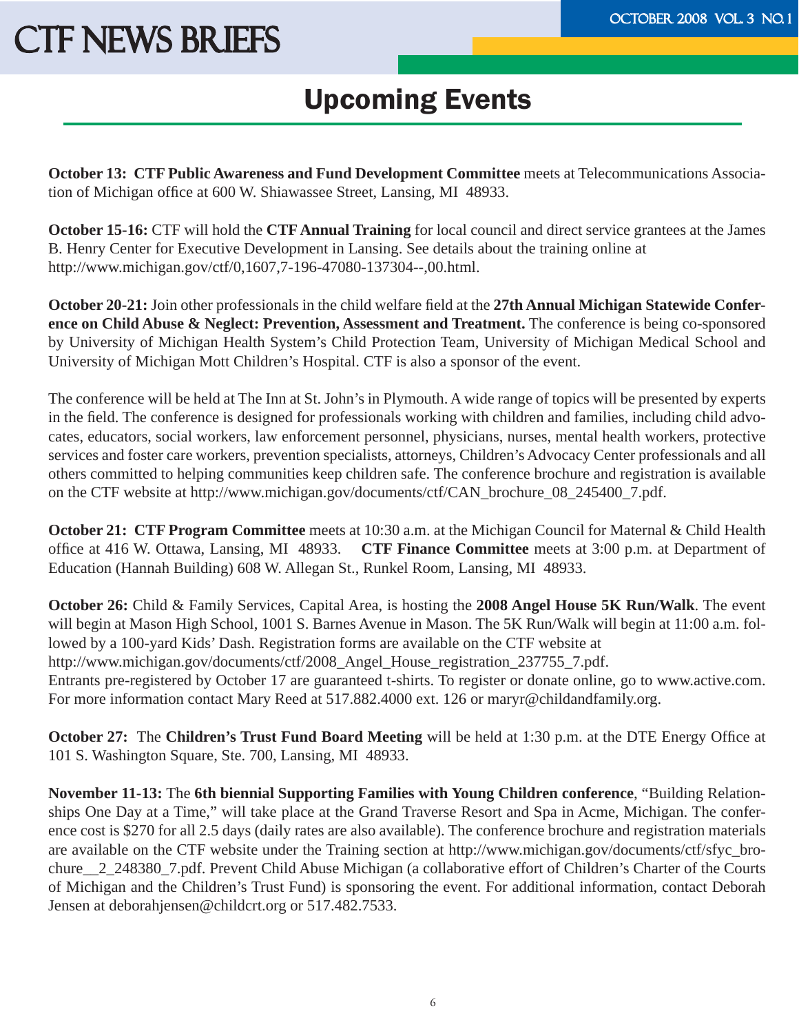# Upcoming Events

**October 13: CTF Public Awareness and Fund Development Committee** meets at Telecommunications Association of Michigan office at 600 W. Shiawassee Street, Lansing, MI 48933.

**October 15-16:** CTF will hold the **CTF Annual Training** for local council and direct service grantees at the James B. Henry Center for Executive Development in Lansing. See details about the training online at http://www.michigan.gov/ctf/0,1607,7-196-47080-137304--,00.html.

**October 20-21:** Join other professionals in the child welfare field at the **27th Annual Michigan Statewide Conference on Child Abuse & Neglect: Prevention, Assessment and Treatment.** The conference is being co-sponsored by University of Michigan Health System's Child Protection Team, University of Michigan Medical School and University of Michigan Mott Children's Hospital. CTF is also a sponsor of the event.

The conference will be held at The Inn at St. John's in Plymouth. A wide range of topics will be presented by experts in the field. The conference is designed for professionals working with children and families, including child advocates, educators, social workers, law enforcement personnel, physicians, nurses, mental health workers, protective services and foster care workers, prevention specialists, attorneys, Children's Advocacy Center professionals and all others committed to helping communities keep children safe. The conference brochure and registration is available on the CTF website at http://www.michigan.gov/documents/ctf/CAN_brochure_08_245400_7.pdf.

**October 21: CTF Program Committee** meets at 10:30 a.m. at the Michigan Council for Maternal & Child Health office at 416 W. Ottawa, Lansing, MI 48933. **CTF Finance Committee** meets at 3:00 p.m. at Department of Education (Hannah Building) 608 W. Allegan St., Runkel Room, Lansing, MI 48933.

**October 26:** Child & Family Services, Capital Area, is hosting the **2008 Angel House 5K Run/Walk**. The event will begin at Mason High School, 1001 S. Barnes Avenue in Mason. The 5K Run/Walk will begin at 11:00 a.m. followed by a 100-yard Kids' Dash. Registration forms are available on the CTF website at http://www.michigan.gov/documents/ctf/2008_Angel_House_registration_237755_7.pdf.
Entrants pre-registered by October 17 are guaranteed t-shirts. To register or donate online, go to www.active.com. For more information contact Mary Reed at 517.882.4000 ext. 126 or maryr@childandfamily.org.

**October 27:** The **Children's Trust Fund Board Meeting** will be held at 1:30 p.m. at the DTE Energy Office at 101 S. Washington Square, Ste. 700, Lansing, MI 48933.

**November 11-13:** The **6th biennial Supporting Families with Young Children conference**, "Building Relationships One Day at a Time," will take place at the Grand Traverse Resort and Spa in Acme, Michigan. The conference cost is $270 for all 2.5 days (daily rates are also available). The conference brochure and registration materials are available on the CTF website under the Training section at http://www.michigan.gov/documents/ctf/sfyc_brochure__2_248380_7.pdf. Prevent Child Abuse Michigan (a collaborative effort of Children's Charter of the Courts of Michigan and the Children's Trust Fund) is sponsoring the event. For additional information, contact Deborah Jensen at deborahjensen@childcrt.org or 517.482.7533.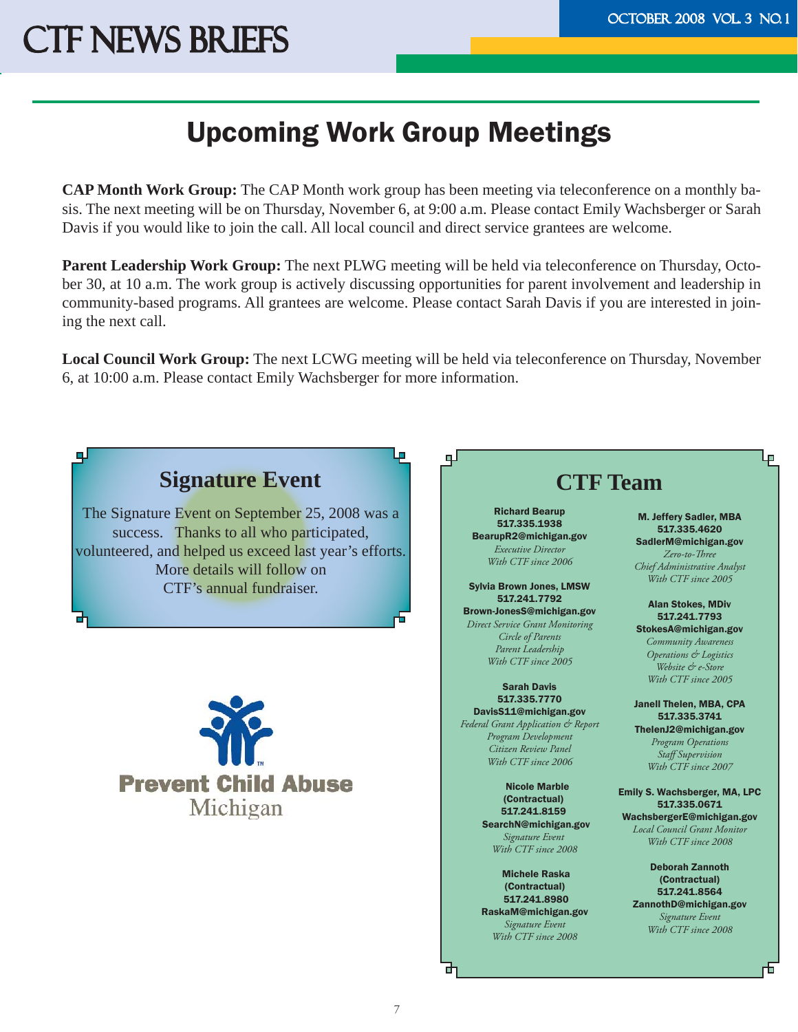## Upcoming Work Group Meetings

**CAP Month Work Group:** The CAP Month work group has been meeting via teleconference on a monthly basis. The next meeting will be on Thursday, November 6, at 9:00 a.m. Please contact Emily Wachsberger or Sarah Davis if you would like to join the call. All local council and direct service grantees are welcome.

**Parent Leadership Work Group:** The next PLWG meeting will be held via teleconference on Thursday, October 30, at 10 a.m. The work group is actively discussing opportunities for parent involvement and leadership in community-based programs. All grantees are welcome. Please contact Sarah Davis if you are interested in joining the next call.

**Local Council Work Group:** The next LCWG meeting will be held via teleconference on Thursday, November 6, at 10:00 a.m. Please contact Emily Wachsberger for more information.

### Signature Event

The Signature Event on September 25, 2008 was a success. Thanks to all who participated, volunteered, and helped us exceed last year's efforts. More details will follow on CTF's annual fundraiser.

Prevent Child Abuse Michigan

### CTF Team

**Richard Bearup**
**517.335.1938**
**BearupR2@michigan.gov**
*Executive Director*
*With CTF since 2006*

**Sylvia Brown Jones, LMSW**
**517.241.7792**
**Brown-JonesS@michigan.gov**
*Direct Service Grant Monitoring*
*Circle of Parents*
*Parent Leadership*
*With CTF since 2005*

**Sarah Davis**
**517.335.7770**
**DavisS11@michigan.gov**
*Federal Grant Application & Report*
*Program Development*
*Citizen Review Panel*
*With CTF since 2006*

**Nicole Marble (Contractual)**
**517.241.8159**
**SearchN@michigan.gov**
*Signature Event*
*With CTF since 2008*

**Michele Raska (Contractual)**
**517.241.8980**
**RaskaM@michigan.gov**
*Signature Event*
*With CTF since 2008*

**M. Jeffery Sadler, MBA**
**517.335.4620**
**SadlerM@michigan.gov**
*Zero-to-Three*
*Chief Administrative Analyst*
*With CTF since 2005*

**Alan Stokes, MDiv**
**517.241.7793**
**StokesA@michigan.gov**
*Community Awareness*
*Operations & Logistics*
*Website & e-Store*
*With CTF since 2005*

**Janell Thelen, MBA, CPA**
**517.335.3741**
**ThelenJ2@michigan.gov**
*Program Operations*
*Staff Supervision*
*With CTF since 2007*

**Emily S. Wachsberger, MA, LPC**
**517.335.0671**
**WachsbergerE@michigan.gov**
*Local Council Grant Monitor*
*With CTF since 2008*

**Deborah Zannoth (Contractual)**
**517.241.8564**
**ZannothD@michigan.gov**
*Signature Event*
*With CTF since 2008*